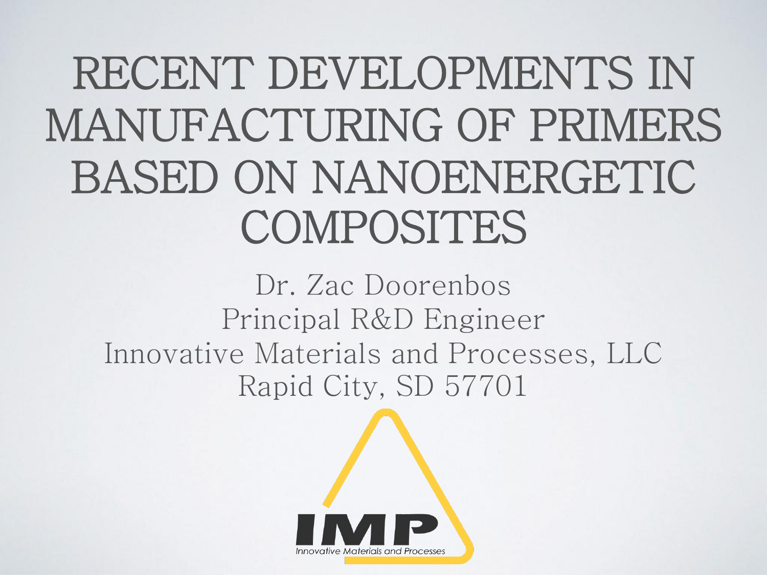# RECENT DEVELOPMENTS IN MANUFACTURING OF PRIMERS BASED ON NANOENERGETIC COMPOSITES

Dr. Zac Doorenbos
Principal R&D Engineer
Innovative Materials and Processes, LLC
Rapid City, SD 57701

IMP
Innovative Materials and Processes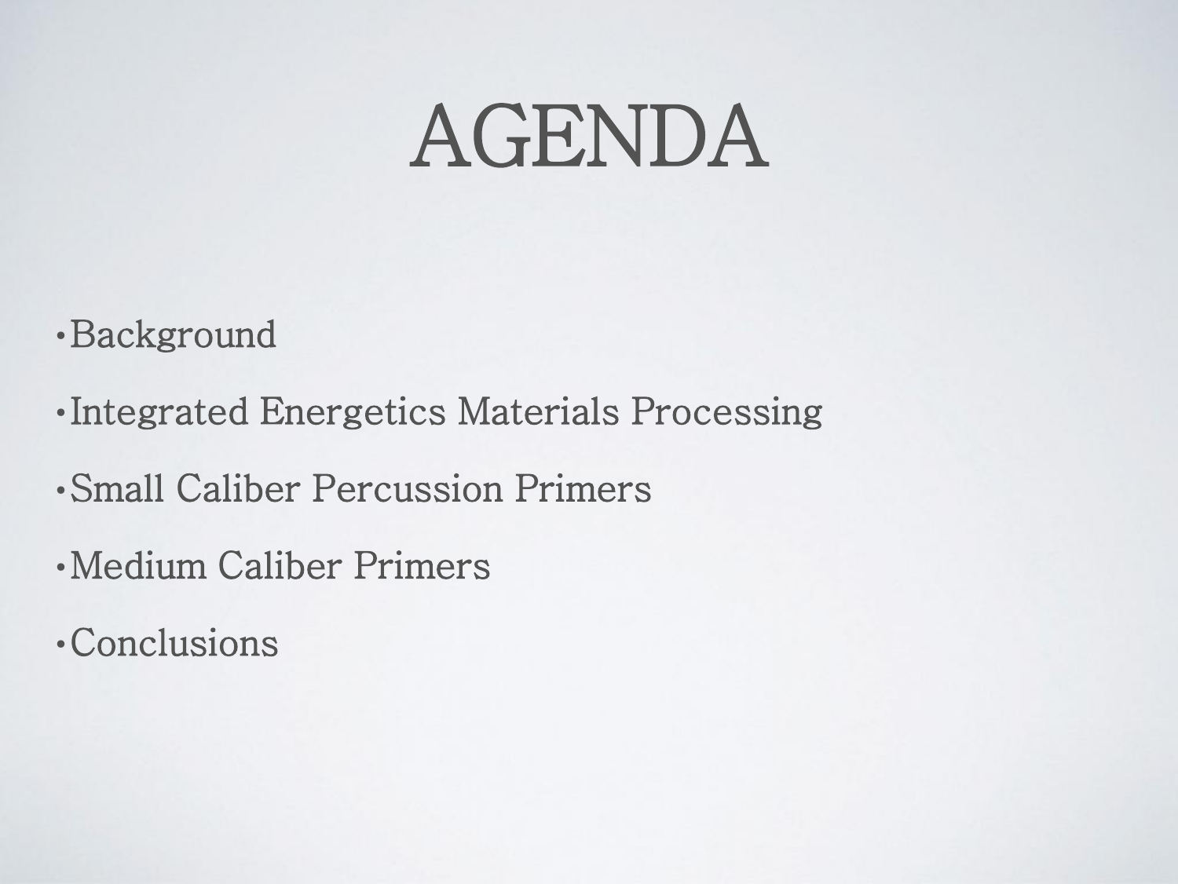# AGENDA

- Background
- Integrated Energetics Materials Processing
- Small Caliber Percussion Primers
- Medium Caliber Primers
- Conclusions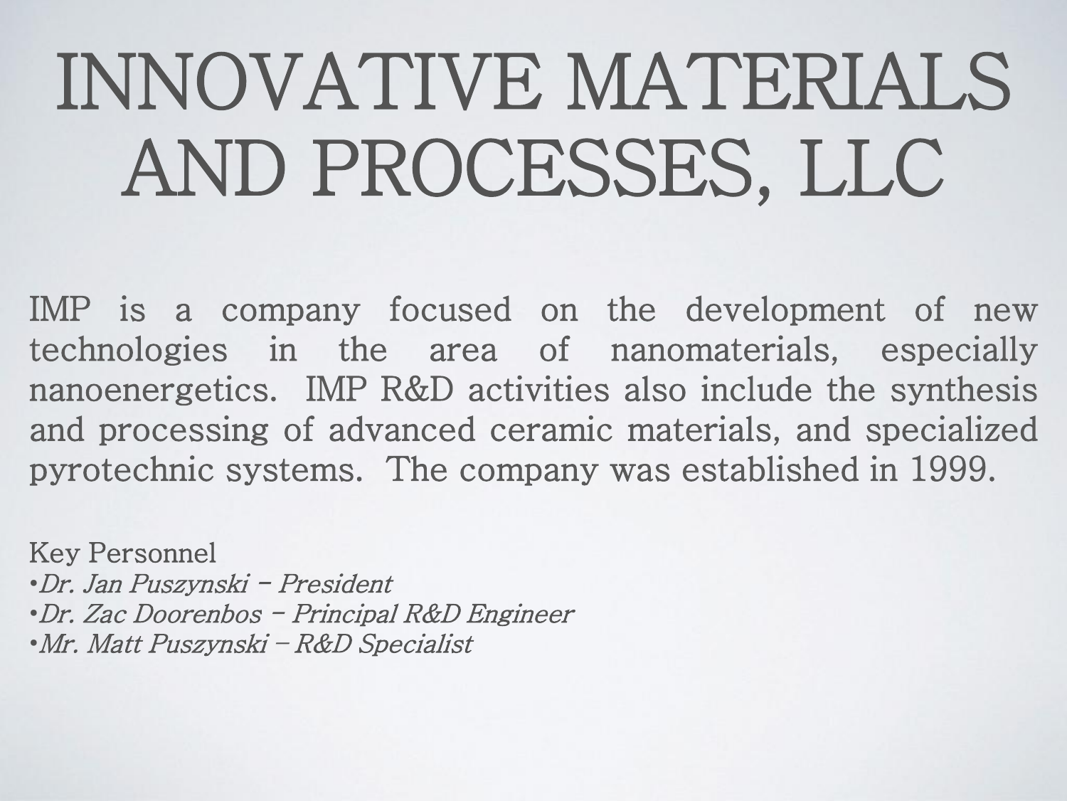# INNOVATIVE MATERIALS AND PROCESSES, LLC

IMP is a company focused on the development of new technologies in the area of nanomaterials, especially nanoenergetics. IMP R&D activities also include the synthesis and processing of advanced ceramic materials, and specialized pyrotechnic systems. The company was established in 1999.

Key Personnel

- *Dr. Jan Puszynski – President*
- *Dr. Zac Doorenbos – Principal R&D Engineer*
- *Mr. Matt Puszynski – R&D Specialist*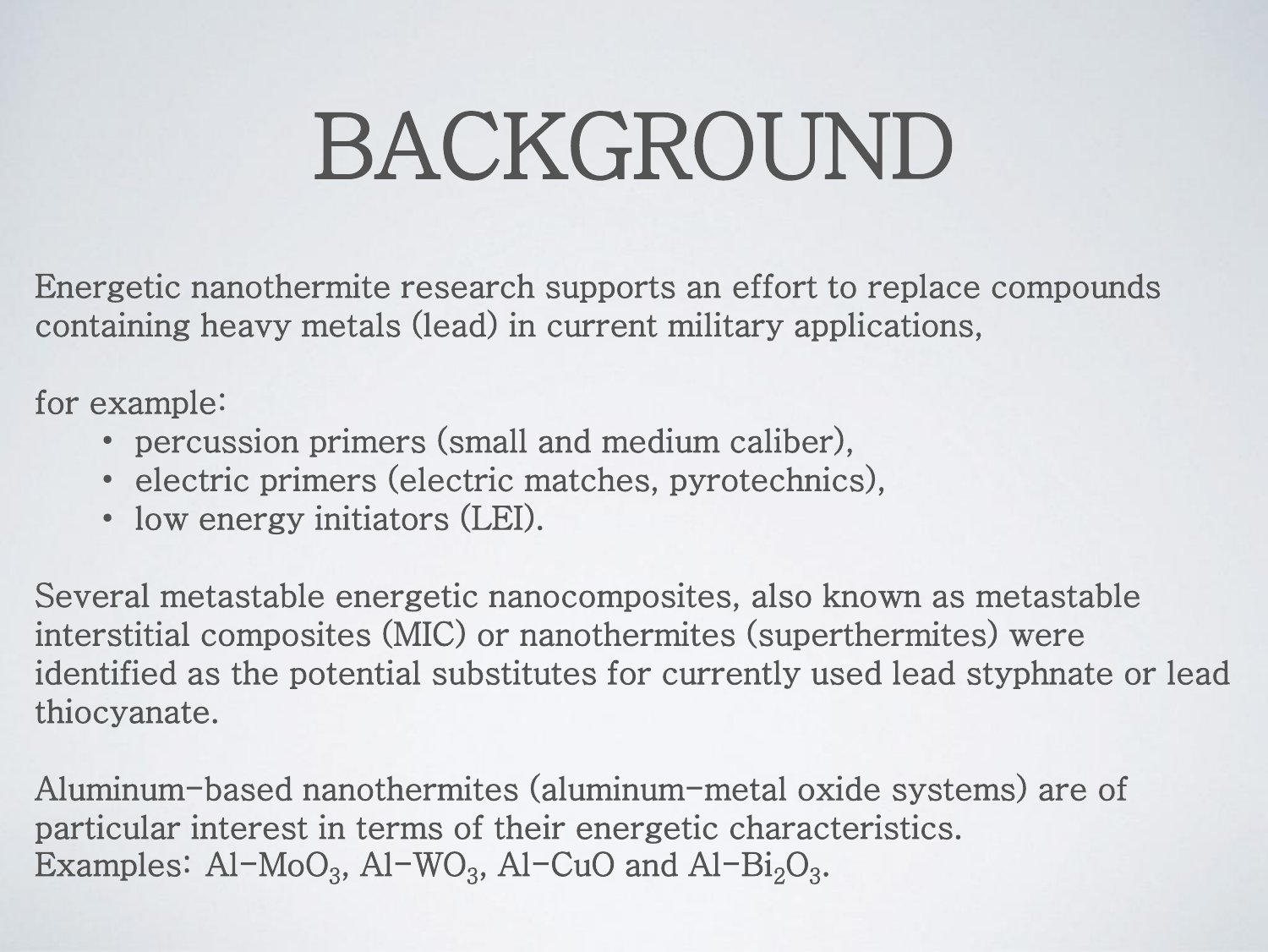# BACKGROUND

Energetic nanothermite research supports an effort to replace compounds containing heavy metals (lead) in current military applications,

for example:

- percussion primers (small and medium caliber),
- electric primers (electric matches, pyrotechnics),
- low energy initiators (LEI).

Several metastable energetic nanocomposites, also known as metastable interstitial composites (MIC) or nanothermites (superthermites) were identified as the potential substitutes for currently used lead styphnate or lead thiocyanate.

Aluminum-based nanothermites (aluminum-metal oxide systems) are of particular interest in terms of their energetic characteristics.
Examples: $Al-MoO_3$, $Al-WO_3$, $Al-CuO$ and $Al-Bi_2O_3$.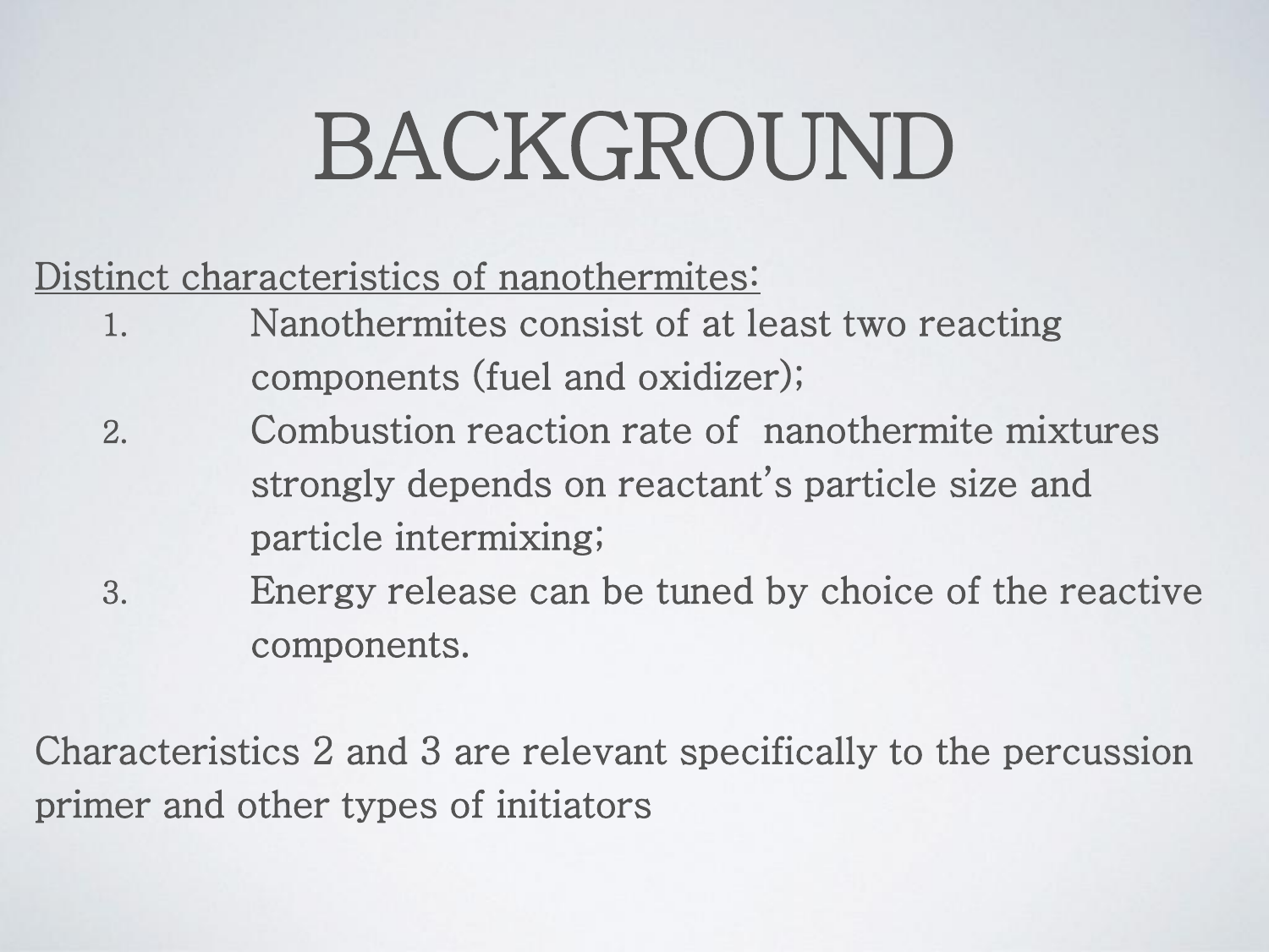# BACKGROUND

<u>Distinct characteristics of nanothermites:</u>

1. Nanothermites consist of at least two reacting components (fuel and oxidizer);
2. Combustion reaction rate of nanothermite mixtures strongly depends on reactant's particle size and particle intermixing;
3. Energy release can be tuned by choice of the reactive components.

Characteristics 2 and 3 are relevant specifically to the percussion primer and other types of initiators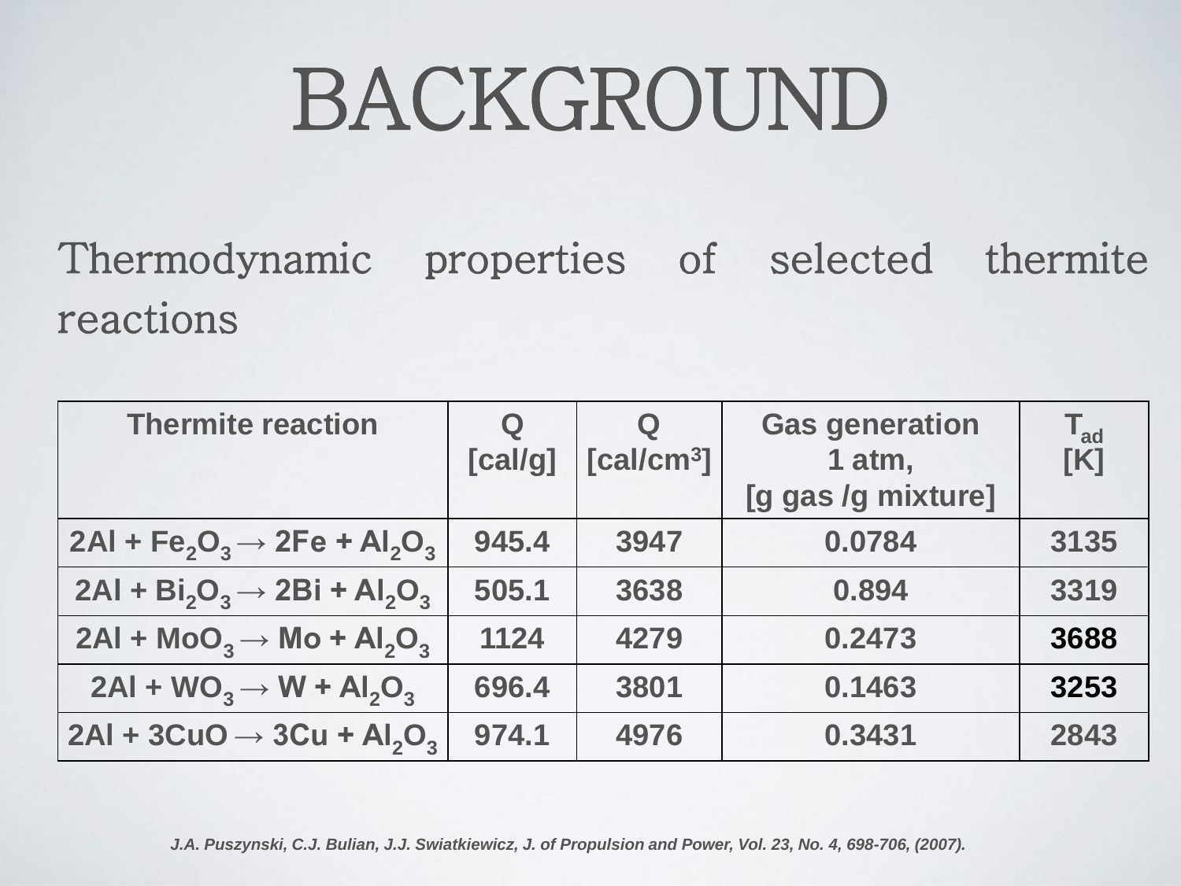# BACKGROUND

Thermodynamic properties of selected thermite reactions

| Thermite reaction | Q [cal/g] | Q [cal/cm³] | Gas generation 1 atm, [g gas /g mixture] | $T_{ad}$ [K] |
|---|---|---|---|---|
| $2Al + Fe_2O_3 \rightarrow 2Fe + Al_2O_3$ | 945.4 | 3947 | 0.0784 | 3135 |
| $2Al + Bi_2O_3 \rightarrow 2Bi + Al_2O_3$ | 505.1 | 3638 | 0.894 | 3319 |
| $2Al + MoO_3 \rightarrow Mo + Al_2O_3$ | 1124 | 4279 | 0.2473 | **3688** |
| $2Al + WO_3 \rightarrow W + Al_2O_3$ | 696.4 | 3801 | 0.1463 | **3253** |
| $2Al + 3CuO \rightarrow 3Cu + Al_2O_3$ | 974.1 | 4976 | 0.3431 | 2843 |

*J.A. Puszynski, C.J. Bulian, J.J. Swiatkiewicz, J. of Propulsion and Power, Vol. 23, No. 4, 698-706, (2007).*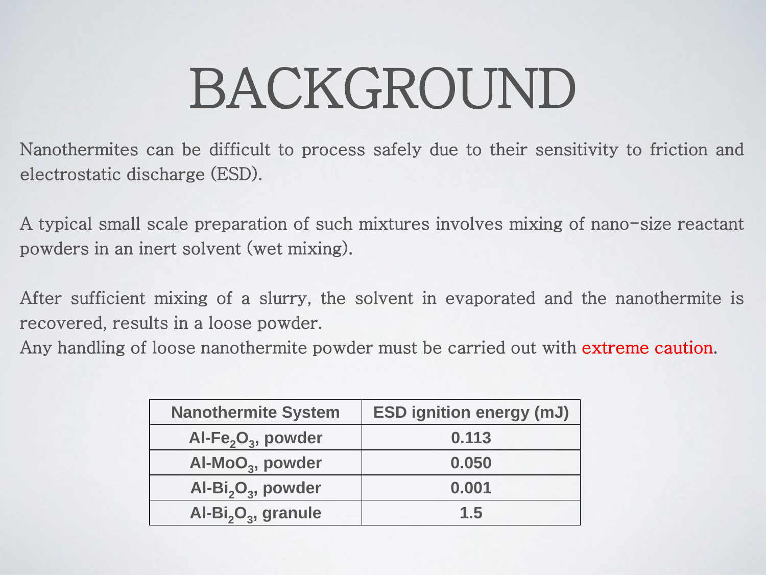# BACKGROUND

Nanothermites can be difficult to process safely due to their sensitivity to friction and electrostatic discharge (ESD).

A typical small scale preparation of such mixtures involves mixing of nano-size reactant powders in an inert solvent (wet mixing).

After sufficient mixing of a slurry, the solvent in evaporated and the nanothermite is recovered, results in a loose powder.
Any handling of loose nanothermite powder must be carried out with extreme caution.

| Nanothermite System | ESD ignition energy (mJ) |
| --- | --- |
| Al-$Fe_2O_3$, powder | 0.113 |
| Al-$MoO_3$, powder | 0.050 |
| Al-$Bi_2O_3$, powder | 0.001 |
| Al-$Bi_2O_3$, granule | 1.5 |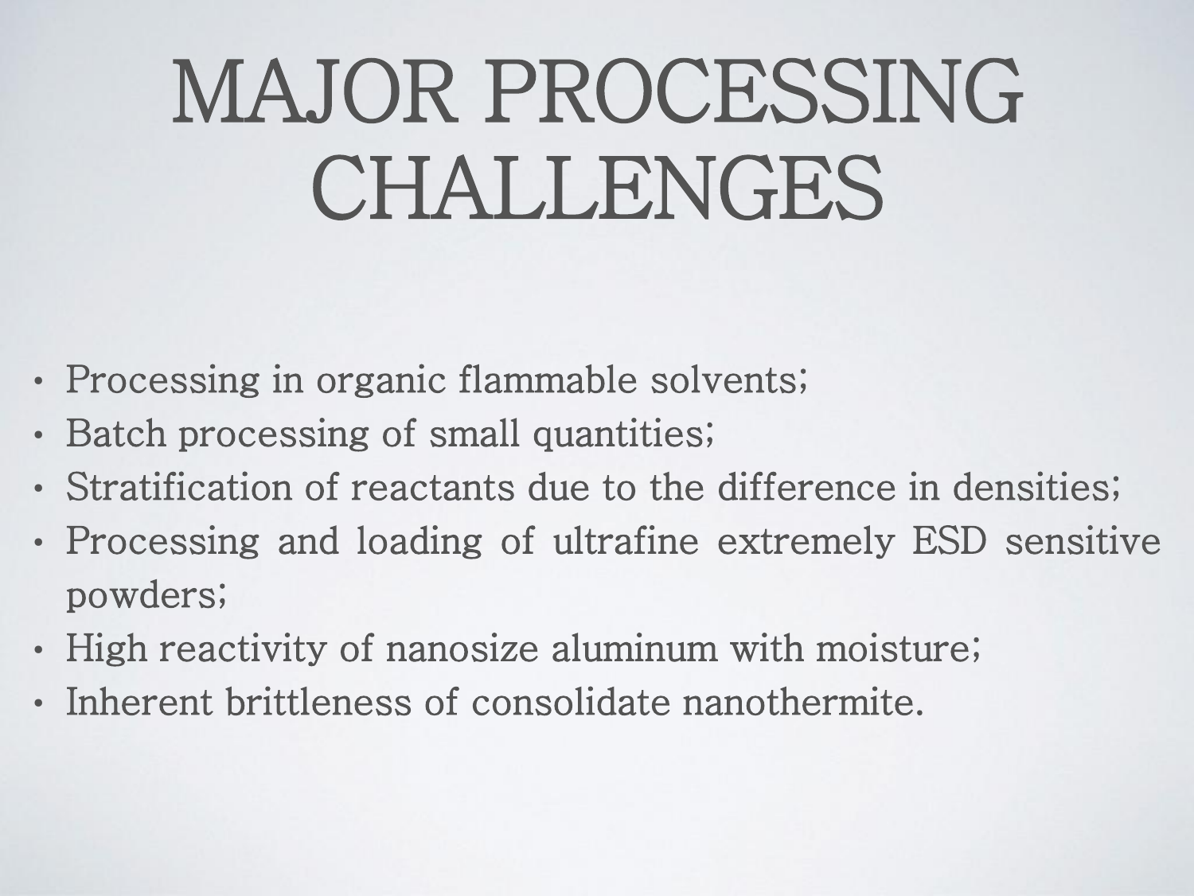# MAJOR PROCESSING CHALLENGES

- Processing in organic flammable solvents;
- Batch processing of small quantities;
- Stratification of reactants due to the difference in densities;
- Processing and loading of ultrafine extremely ESD sensitive powders;
- High reactivity of nanosize aluminum with moisture;
- Inherent brittleness of consolidate nanothermite.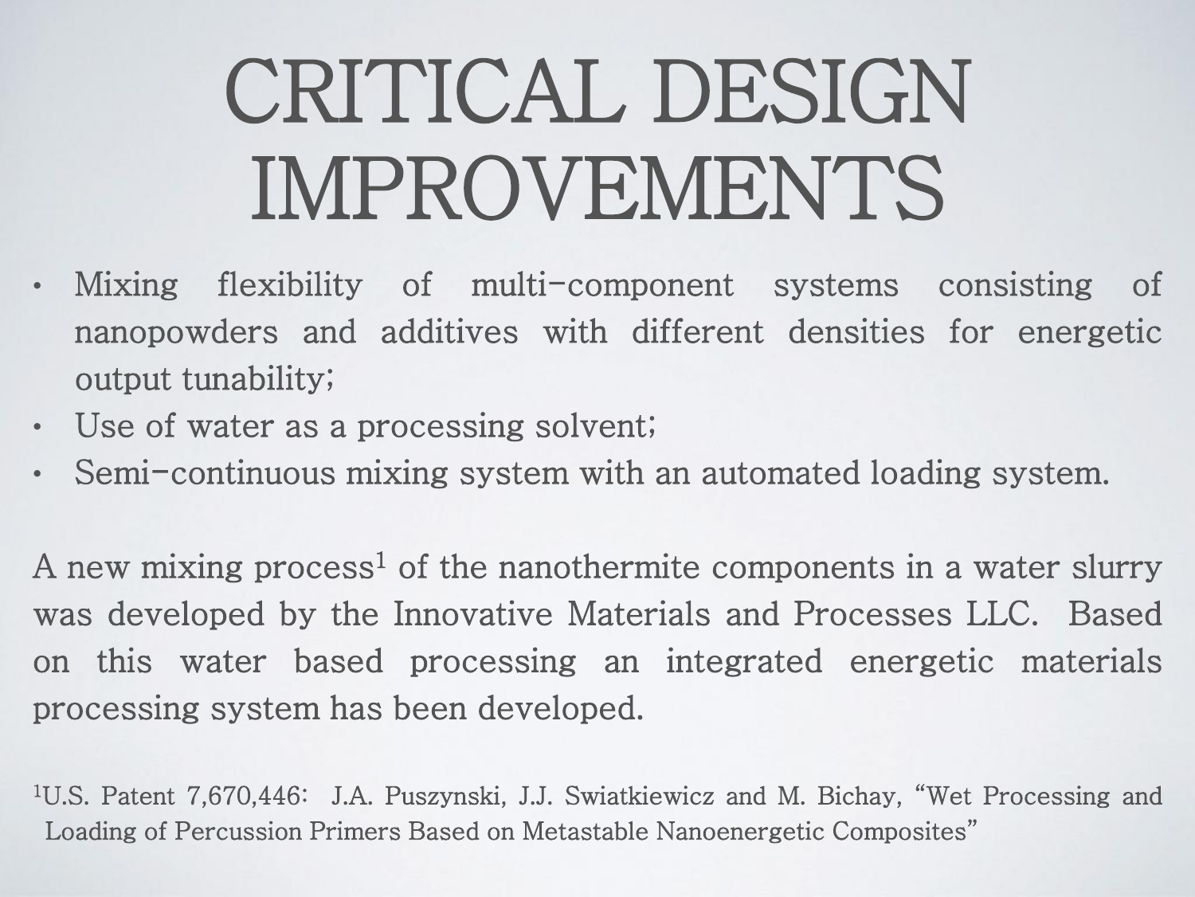# CRITICAL DESIGN IMPROVEMENTS

- Mixing flexibility of multi-component systems consisting of nanopowders and additives with different densities for energetic output tunability;
- Use of water as a processing solvent;
- Semi-continuous mixing system with an automated loading system.

A new mixing process[1] of the nanothermite components in a water slurry was developed by the Innovative Materials and Processes LLC. Based on this water based processing an integrated energetic materials processing system has been developed.

[1]U.S. Patent 7,670,446: J.A. Puszynski, J.J. Swiatkiewicz and M. Bichay, "Wet Processing and Loading of Percussion Primers Based on Metastable Nanoenergetic Composites"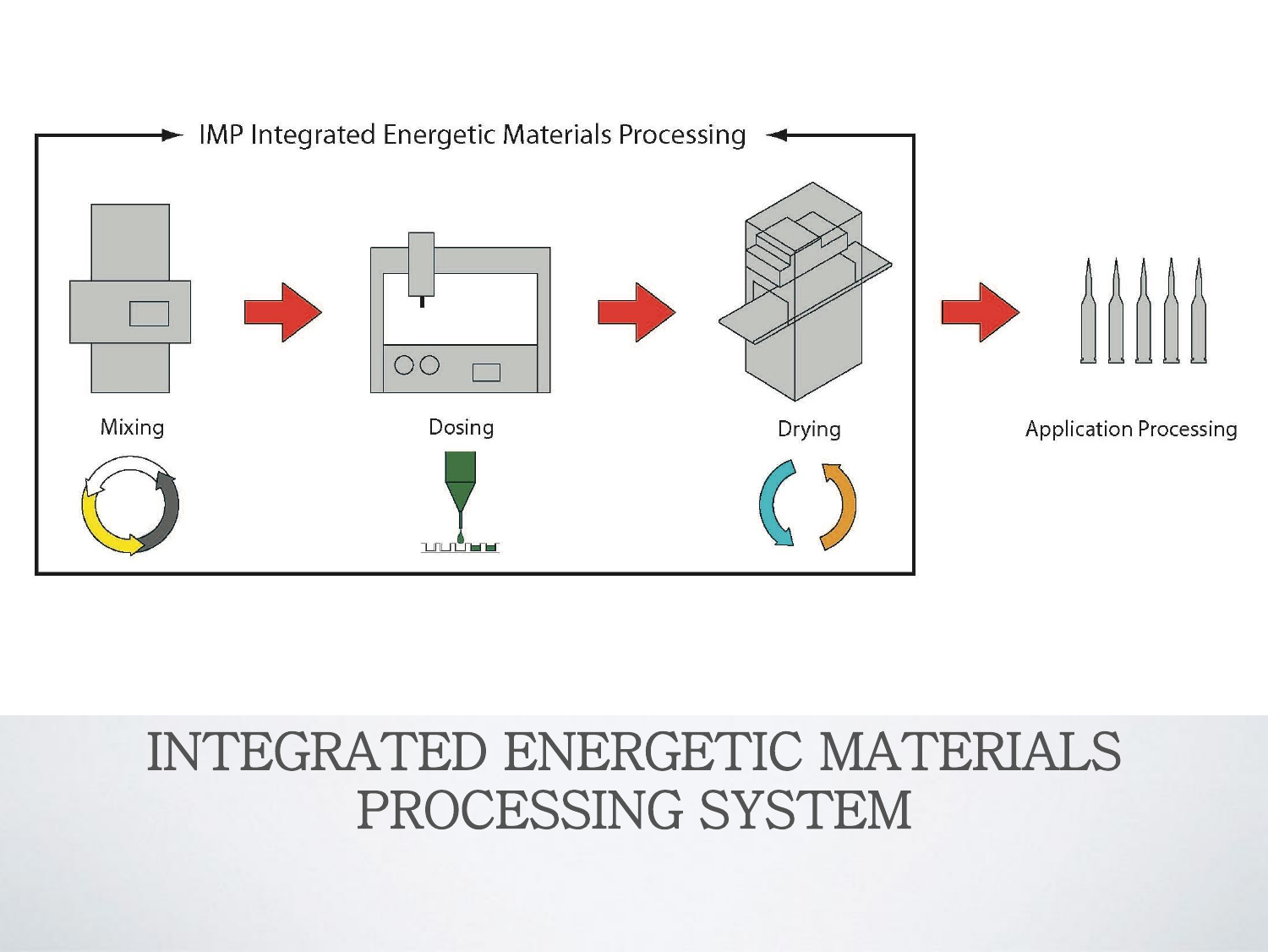IMP Integrated Energetic Materials Processing

Mixing → Dosing → Drying → Application Processing

# INTEGRATED ENERGETIC MATERIALS PROCESSING SYSTEM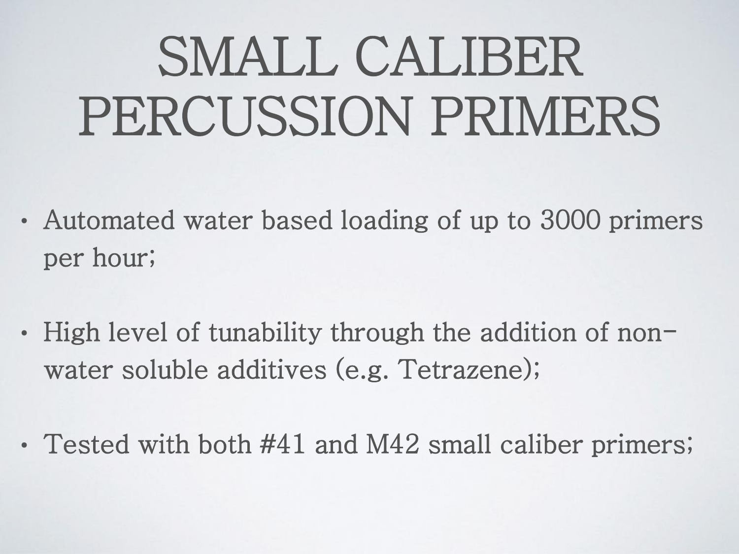# SMALL CALIBER PERCUSSION PRIMERS

- Automated water based loading of up to 3000 primers per hour;
- High level of tunability through the addition of non-water soluble additives (e.g. Tetrazene);
- Tested with both #41 and M42 small caliber primers;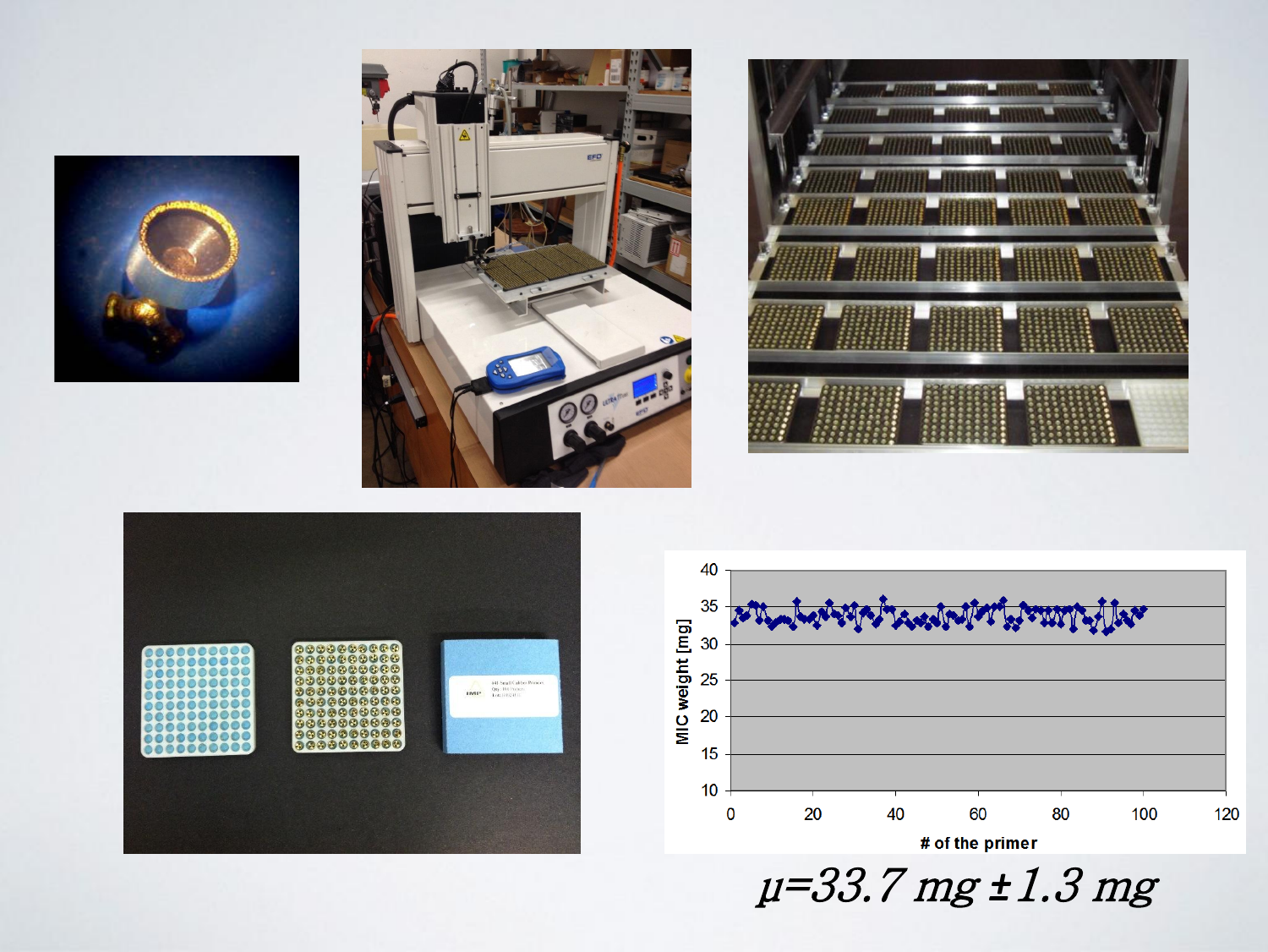$\mu$=33.7 mg ± 1.3 mg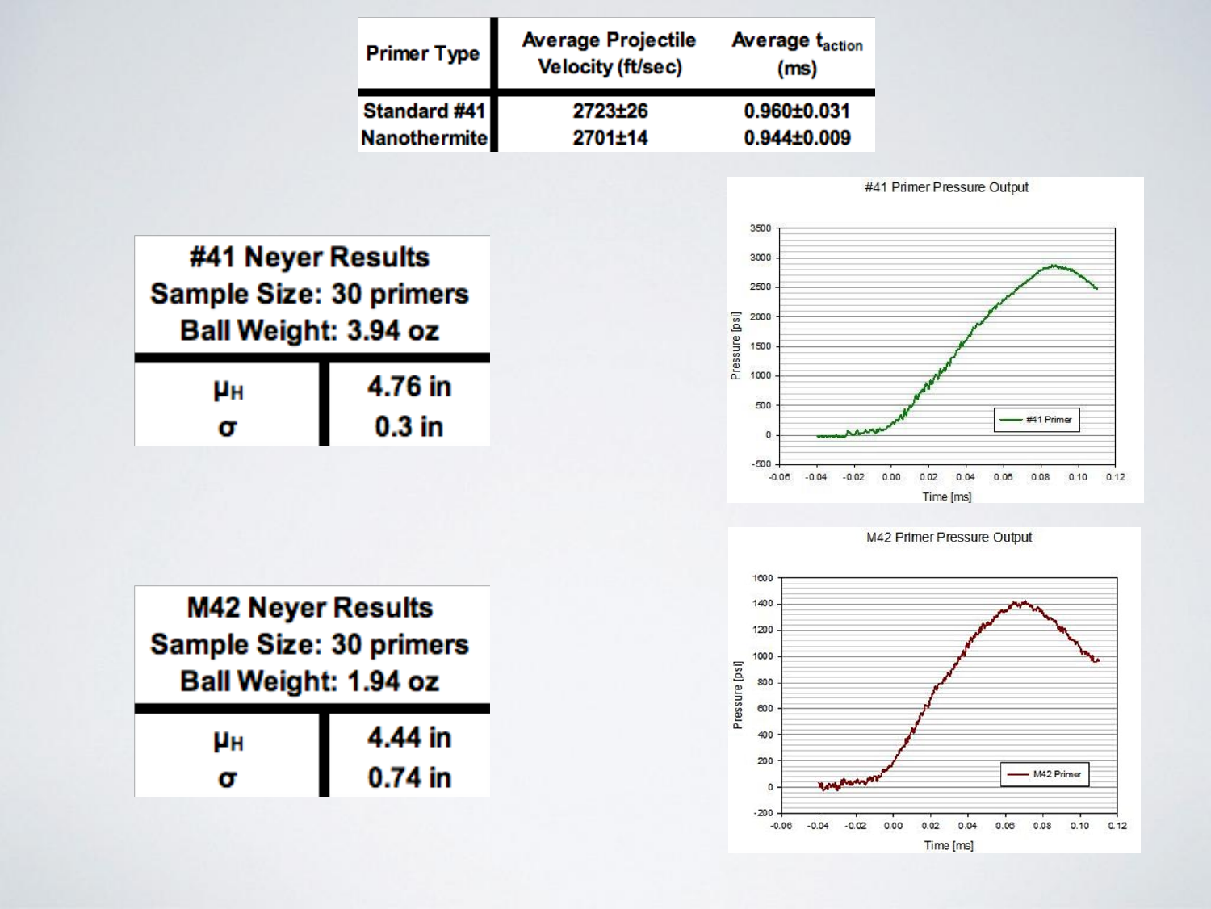| Primer Type | Average Projectile Velocity (ft/sec) | Average $t_{action}$ (ms) |
|---|---|---|
| Standard #41 | 2723±26 | 0.960±0.031 |
| Nanothermite | 2701±14 | 0.944±0.009 |

| #41 Neyer Results Sample Size: 30 primers Ball Weight: 3.94 oz | |
|---|---|
| $\mu_H$ | 4.76 in |
| $\sigma$ | 0.3 in |

#41 Primer Pressure Output

| M42 Neyer Results Sample Size: 30 primers Ball Weight: 1.94 oz | |
|---|---|
| $\mu_H$ | 4.44 in |
| $\sigma$ | 0.74 in |

M42 Primer Pressure Output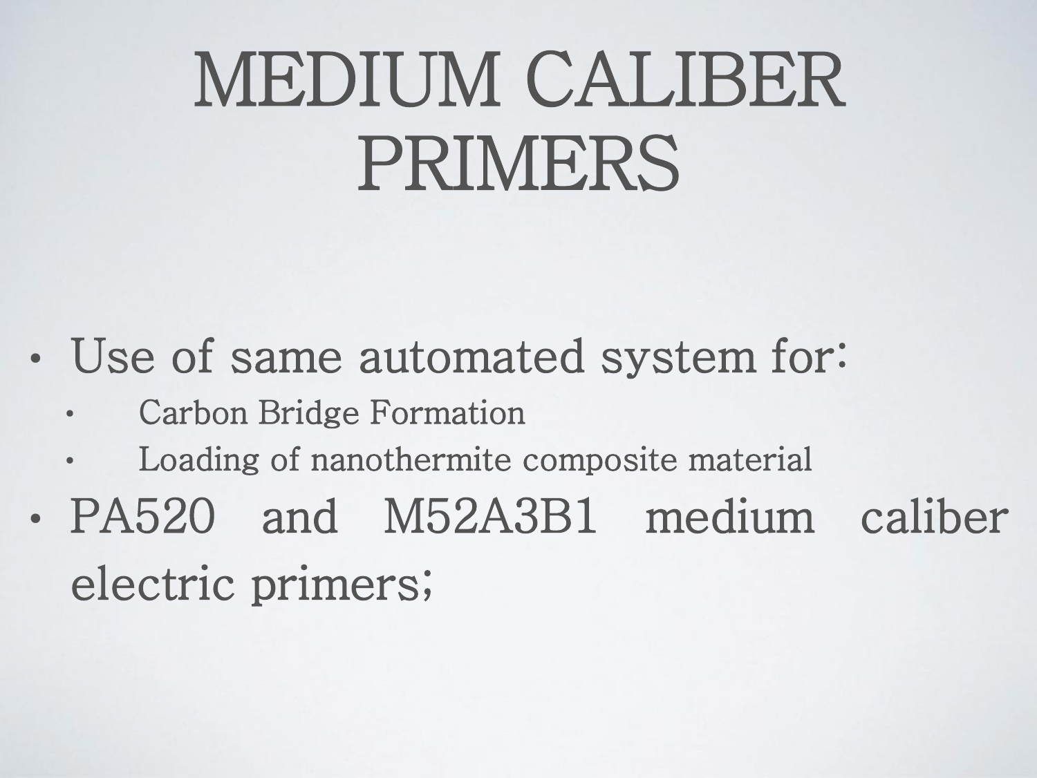# MEDIUM CALIBER PRIMERS

- Use of same automated system for:
  - Carbon Bridge Formation
  - Loading of nanothermite composite material
- PA520 and M52A3B1 medium caliber electric primers;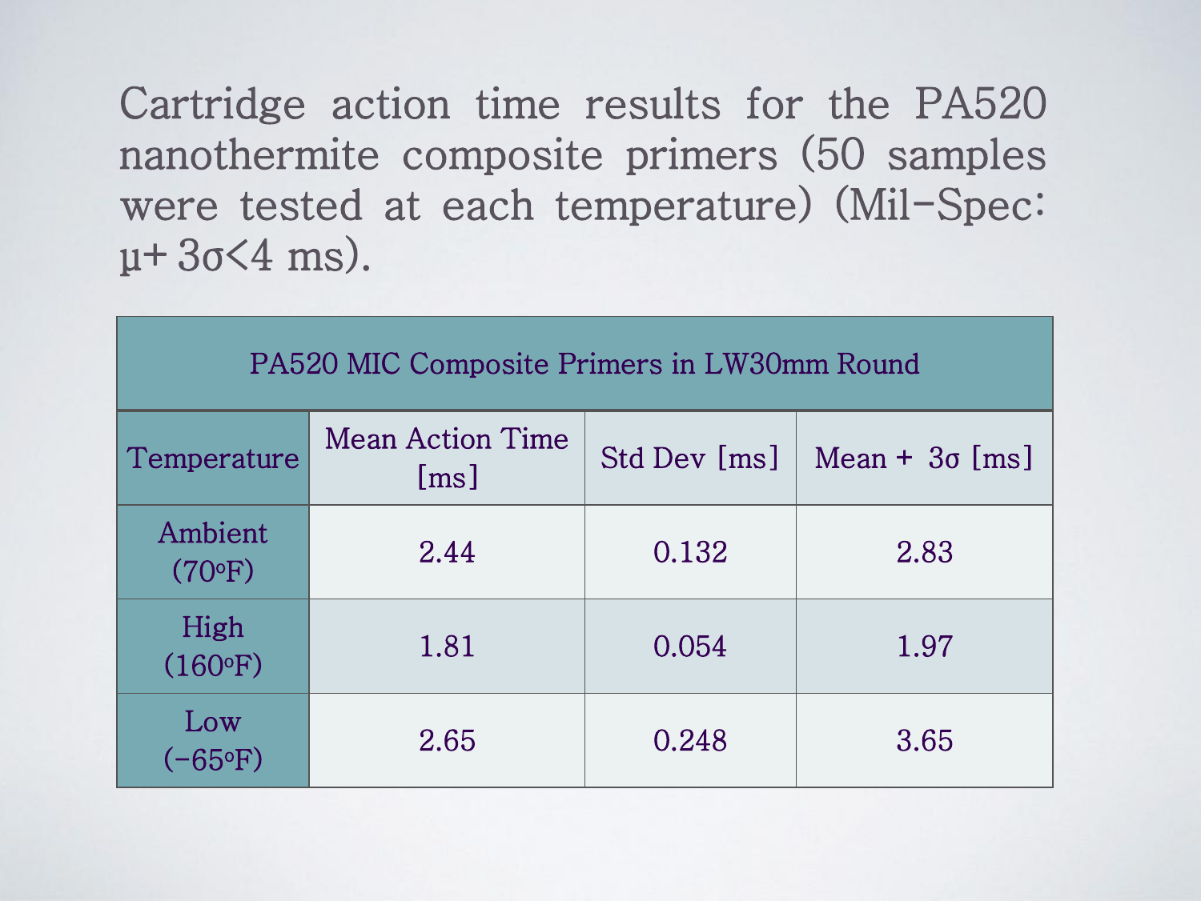Cartridge action time results for the PA520 nanothermite composite primers (50 samples were tested at each temperature) (Mil-Spec: $\mu + 3\sigma < 4$ ms).

| PA520 MIC Composite Primers in LW30mm Round | | | |
|---|---|---|---|
| Temperature | Mean Action Time [ms] | Std Dev [ms] | Mean + $3\sigma$ [ms] |
| Ambient (70°F) | 2.44 | 0.132 | 2.83 |
| High (160°F) | 1.81 | 0.054 | 1.97 |
| Low (-65°F) | 2.65 | 0.248 | 3.65 |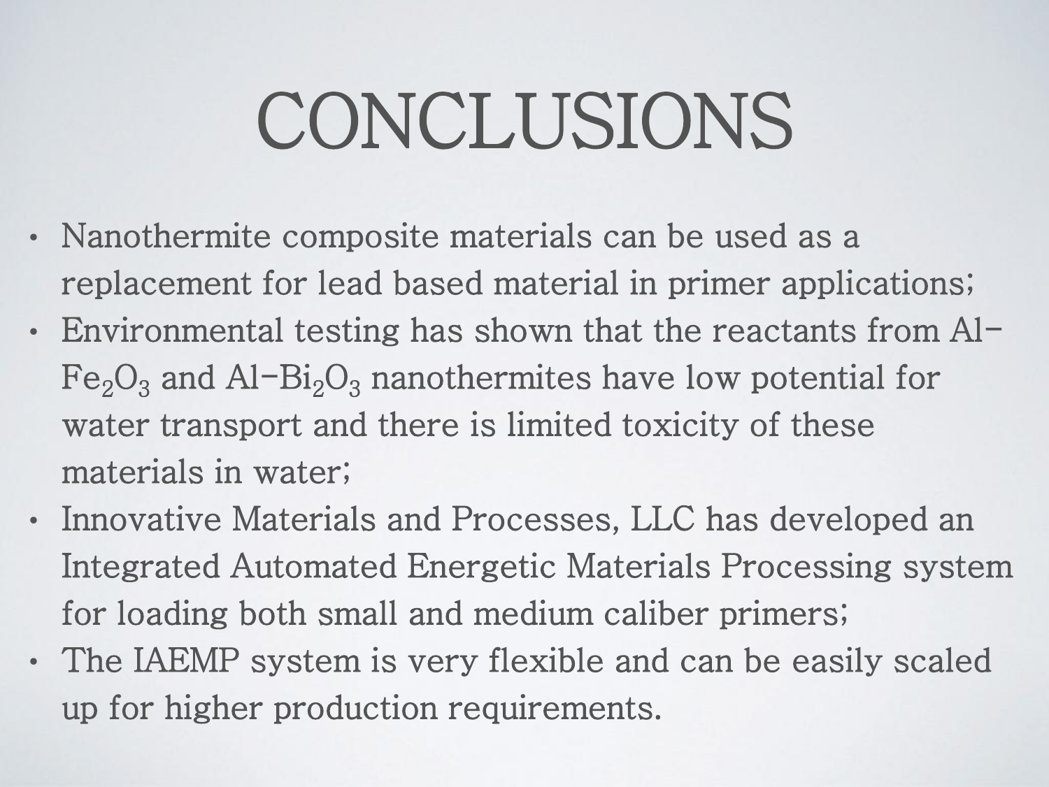# CONCLUSIONS

- Nanothermite composite materials can be used as a replacement for lead based material in primer applications;
- Environmental testing has shown that the reactants from Al-$Fe_2O_3$ and Al-$Bi_2O_3$ nanothermites have low potential for water transport and there is limited toxicity of these materials in water;
- Innovative Materials and Processes, LLC has developed an Integrated Automated Energetic Materials Processing system for loading both small and medium caliber primers;
- The IAEMP system is very flexible and can be easily scaled up for higher production requirements.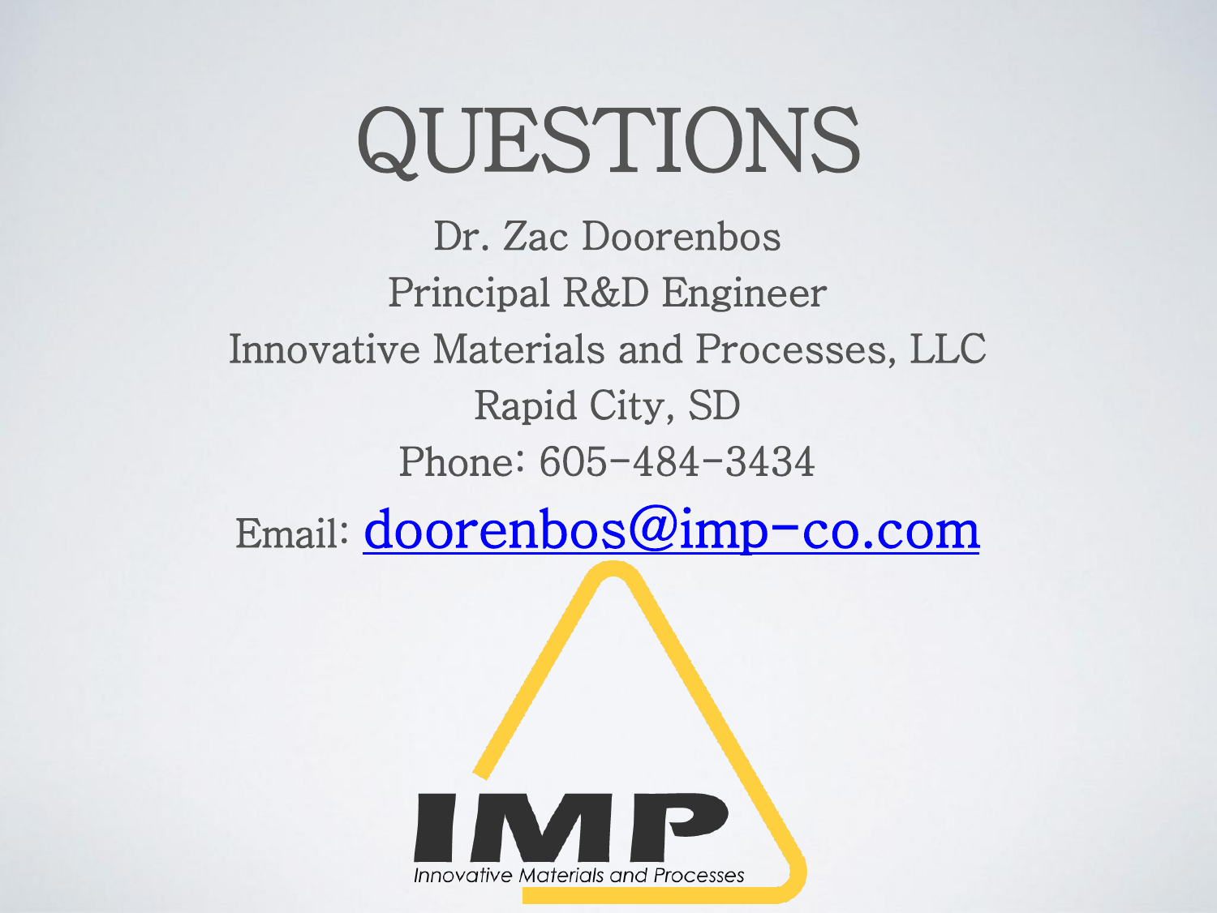# QUESTIONS

Dr. Zac Doorenbos

Principal R&D Engineer

Innovative Materials and Processes, LLC

Rapid City, SD

Phone: 605-484-3434

Email: [doorenbos@imp-co.com](mailto:doorenbos@imp-co.com)

IMP

Innovative Materials and Processes